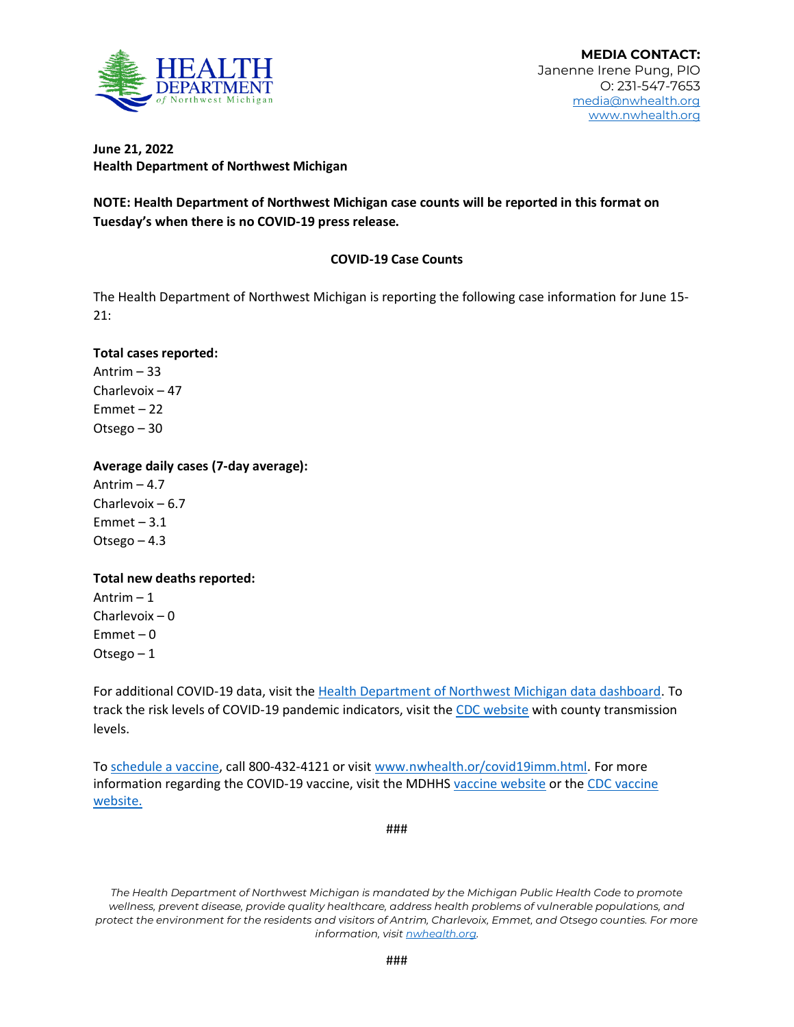**MEDIA CONTACT:**
Janenne Irene Pung, PIO
O: 231-547-7653
media@nwhealth.org
www.nwhealth.org

**June 21, 2022**
**Health Department of Northwest Michigan**

**NOTE: Health Department of Northwest Michigan case counts will be reported in this format on Tuesday's when there is no COVID-19 press release.**

**COVID-19 Case Counts**

The Health Department of Northwest Michigan is reporting the following case information for June 15-21:

**Total cases reported:**
Antrim – 33
Charlevoix – 47
Emmet – 22
Otsego – 30

**Average daily cases (7-day average):**
Antrim – 4.7
Charlevoix – 6.7
Emmet – 3.1
Otsego – 4.3

**Total new deaths reported:**
Antrim – 1
Charlevoix – 0
Emmet – 0
Otsego – 1

For additional COVID-19 data, visit the Health Department of Northwest Michigan data dashboard. To track the risk levels of COVID-19 pandemic indicators, visit the CDC website with county transmission levels.

To schedule a vaccine, call 800-432-4121 or visit www.nwhealth.or/covid19imm.html. For more information regarding the COVID-19 vaccine, visit the MDHHS vaccine website or the CDC vaccine website.

###

*The Health Department of Northwest Michigan is mandated by the Michigan Public Health Code to promote wellness, prevent disease, provide quality healthcare, address health problems of vulnerable populations, and protect the environment for the residents and visitors of Antrim, Charlevoix, Emmet, and Otsego counties. For more information, visit nwhealth.org.*

###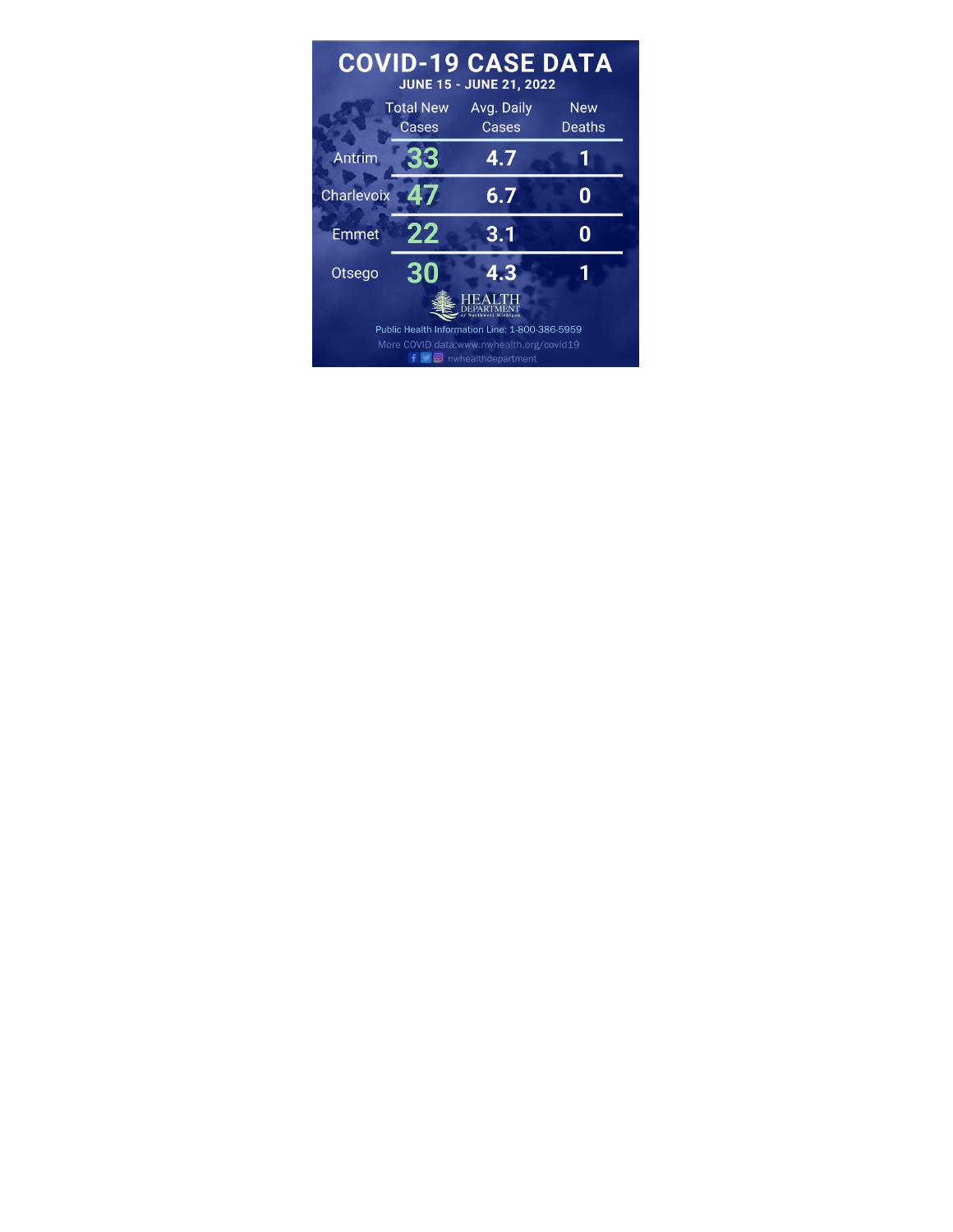# COVID-19 CASE DATA

**JUNE 15 - JUNE 21, 2022**

| | Total New Cases | Avg. Daily Cases | New Deaths |
|---|---|---|---|
| Antrim | 33 | 4.7 | 1 |
| Charlevoix | 47 | 6.7 | 0 |
| Emmet | 22 | 3.1 | 0 |
| Otsego | 30 | 4.3 | 1 |

HEALTH DEPARTMENT of Northwest Michigan

Public Health Information Line: 1-800-386-5959

More COVID data:www.nwhealth.org/covid19

nwhealthdepartment